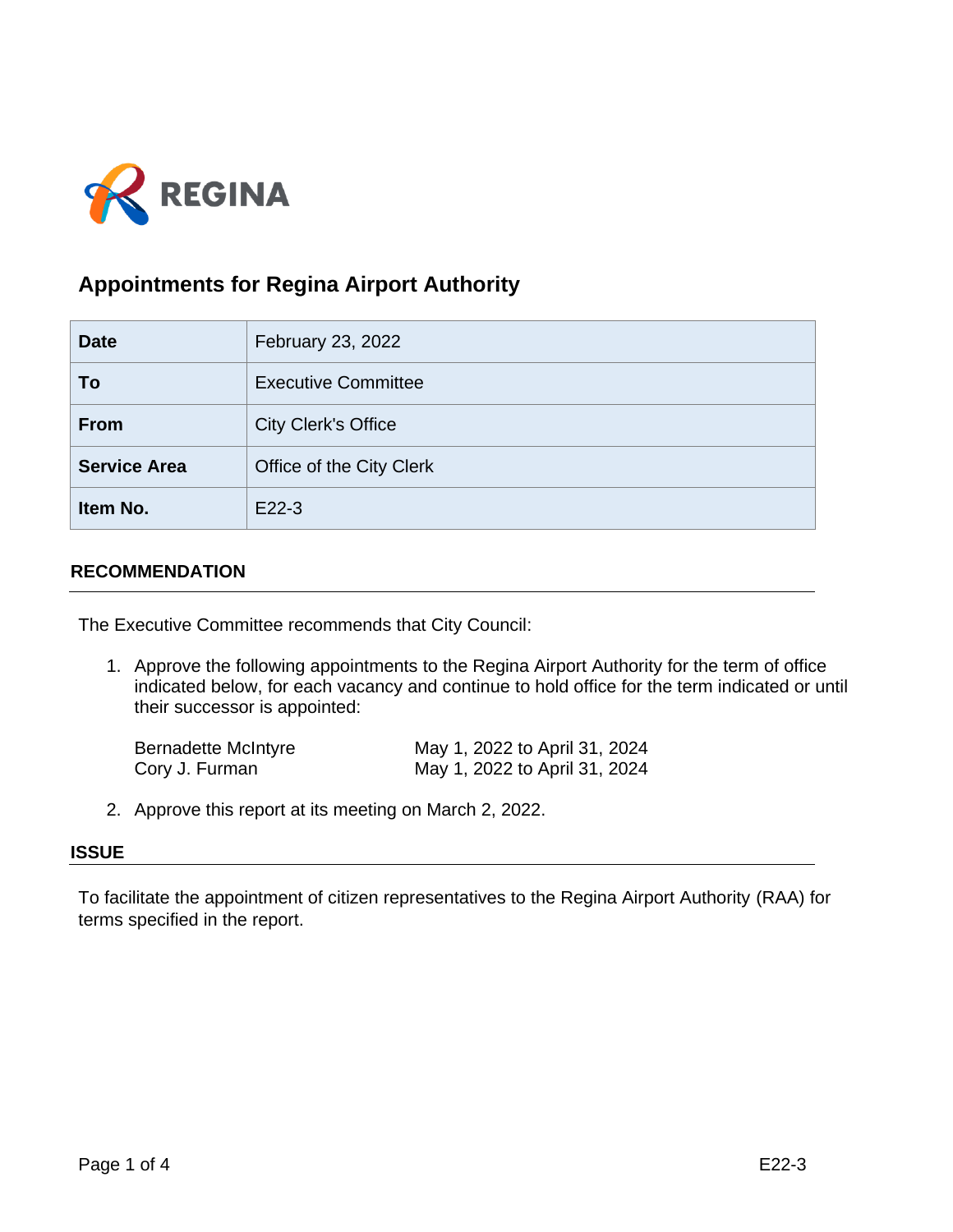# Appointments for Regina Airport Authority

| Date | February 23, 2022 |
|---|---|
| To | Executive Committee |
| From | City Clerk's Office |
| Service Area | Office of the City Clerk |
| Item No. | E22-3 |

## RECOMMENDATION

The Executive Committee recommends that City Council:

1. Approve the following appointments to the Regina Airport Authority for the term of office indicated below, for each vacancy and continue to hold office for the term indicated or until their successor is appointed:

   | | |
   |---|---|
   | Bernadette McIntyre | May 1, 2022 to April 31, 2024 |
   | Cory J. Furman | May 1, 2022 to April 31, 2024 |

2. Approve this report at its meeting on March 2, 2022.

## ISSUE

To facilitate the appointment of citizen representatives to the Regina Airport Authority (RAA) for terms specified in the report.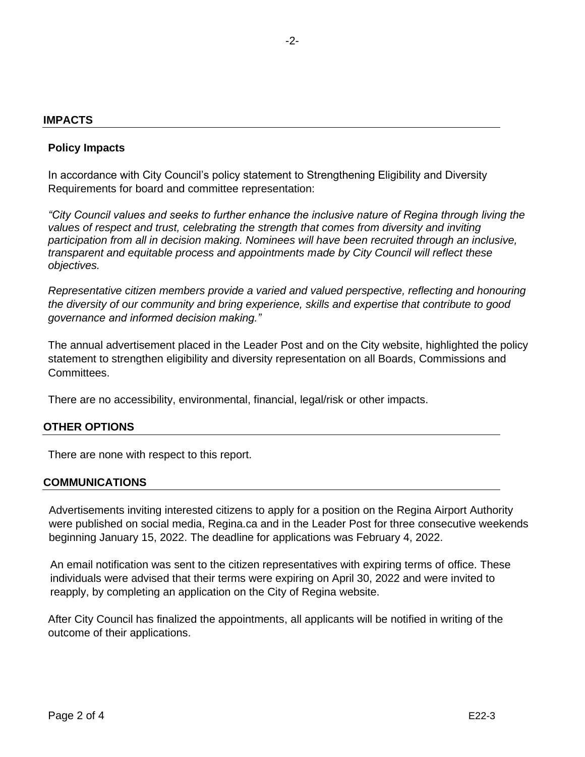## IMPACTS

### Policy Impacts

In accordance with City Council's policy statement to Strengthening Eligibility and Diversity Requirements for board and committee representation:

*"City Council values and seeks to further enhance the inclusive nature of Regina through living the values of respect and trust, celebrating the strength that comes from diversity and inviting participation from all in decision making. Nominees will have been recruited through an inclusive, transparent and equitable process and appointments made by City Council will reflect these objectives.*

*Representative citizen members provide a varied and valued perspective, reflecting and honouring the diversity of our community and bring experience, skills and expertise that contribute to good governance and informed decision making."*

The annual advertisement placed in the Leader Post and on the City website, highlighted the policy statement to strengthen eligibility and diversity representation on all Boards, Commissions and Committees.

There are no accessibility, environmental, financial, legal/risk or other impacts.

## OTHER OPTIONS

There are none with respect to this report.

## COMMUNICATIONS

Advertisements inviting interested citizens to apply for a position on the Regina Airport Authority were published on social media, Regina.ca and in the Leader Post for three consecutive weekends beginning January 15, 2022. The deadline for applications was February 4, 2022.

An email notification was sent to the citizen representatives with expiring terms of office. These individuals were advised that their terms were expiring on April 30, 2022 and were invited to reapply, by completing an application on the City of Regina website.

After City Council has finalized the appointments, all applicants will be notified in writing of the outcome of their applications.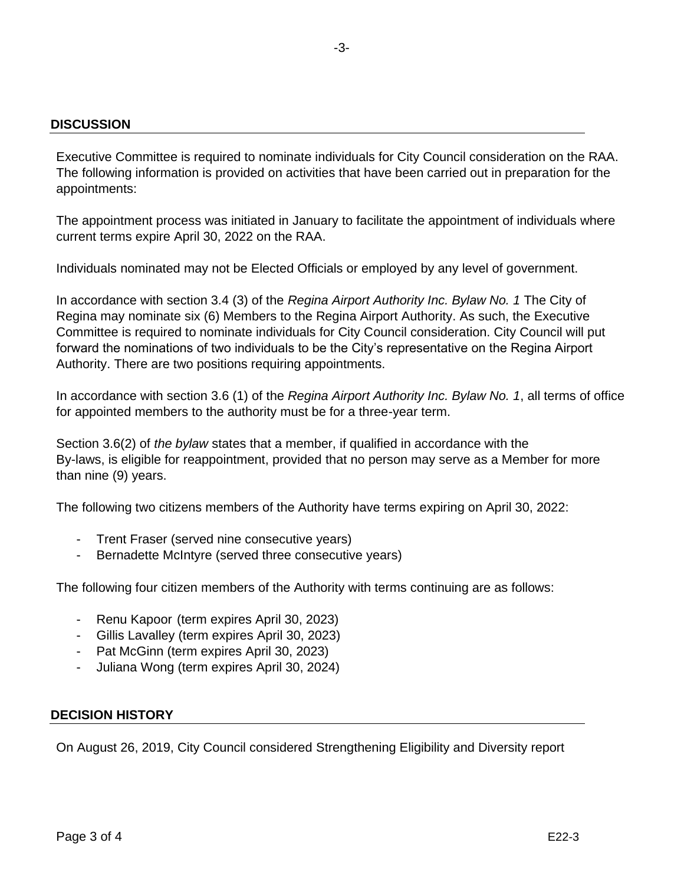## DISCUSSION

Executive Committee is required to nominate individuals for City Council consideration on the RAA. The following information is provided on activities that have been carried out in preparation for the appointments:

The appointment process was initiated in January to facilitate the appointment of individuals where current terms expire April 30, 2022 on the RAA.

Individuals nominated may not be Elected Officials or employed by any level of government.

In accordance with section 3.4 (3) of the *Regina Airport Authority Inc. Bylaw No. 1* The City of Regina may nominate six (6) Members to the Regina Airport Authority. As such, the Executive Committee is required to nominate individuals for City Council consideration. City Council will put forward the nominations of two individuals to be the City's representative on the Regina Airport Authority. There are two positions requiring appointments.

In accordance with section 3.6 (1) of the *Regina Airport Authority Inc. Bylaw No. 1*, all terms of office for appointed members to the authority must be for a three-year term.

Section 3.6(2) of *the bylaw* states that a member, if qualified in accordance with the By-laws, is eligible for reappointment, provided that no person may serve as a Member for more than nine (9) years.

The following two citizens members of the Authority have terms expiring on April 30, 2022:

- Trent Fraser (served nine consecutive years)
- Bernadette McIntyre (served three consecutive years)

The following four citizen members of the Authority with terms continuing are as follows:

- Renu Kapoor (term expires April 30, 2023)
- Gillis Lavalley (term expires April 30, 2023)
- Pat McGinn (term expires April 30, 2023)
- Juliana Wong (term expires April 30, 2024)

## DECISION HISTORY

On August 26, 2019, City Council considered Strengthening Eligibility and Diversity report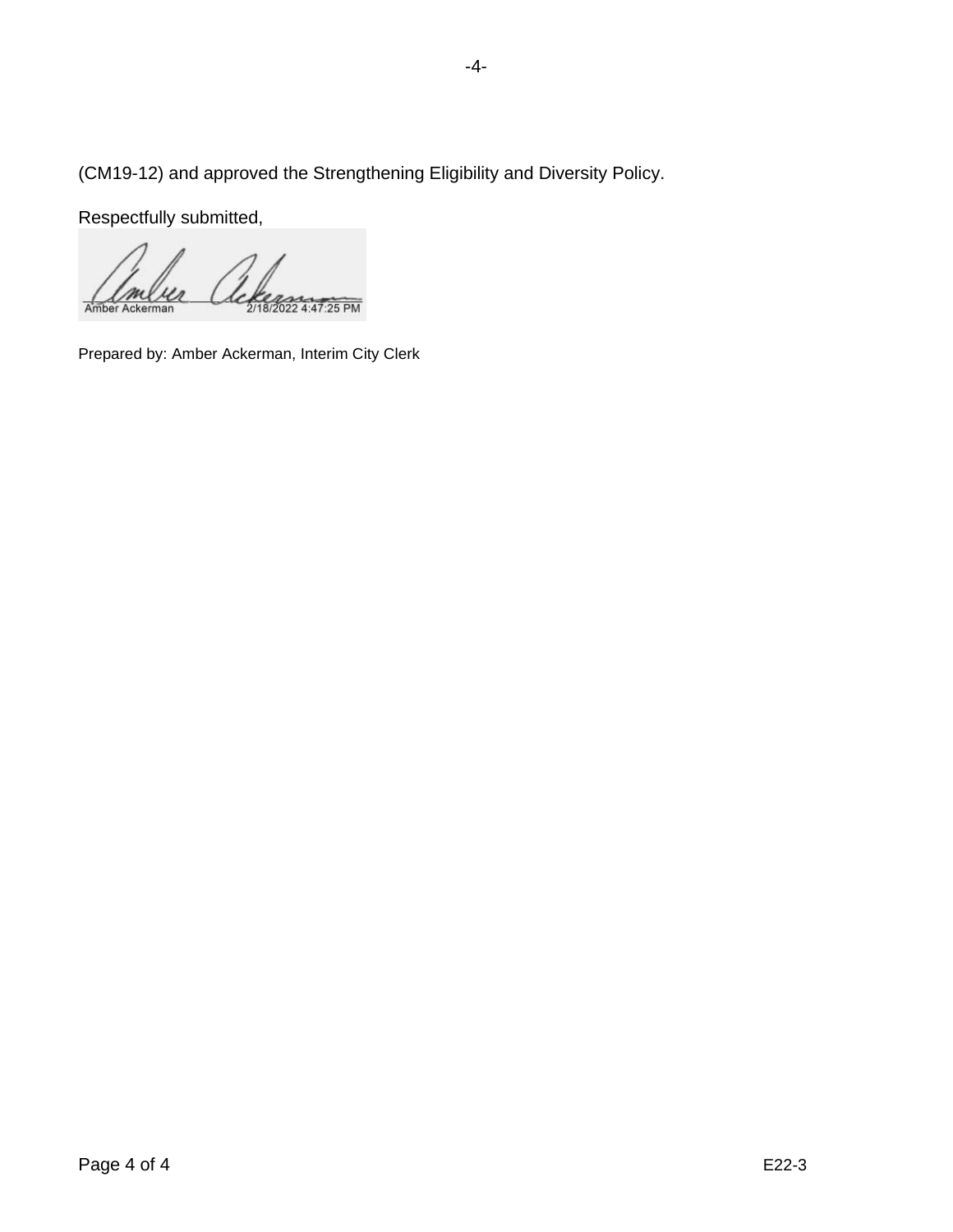(CM19-12) and approved the Strengthening Eligibility and Diversity Policy.

Respectfully submitted,

Amber Ackerman 2/18/2022 4:47:25 PM

Prepared by: Amber Ackerman, Interim City Clerk